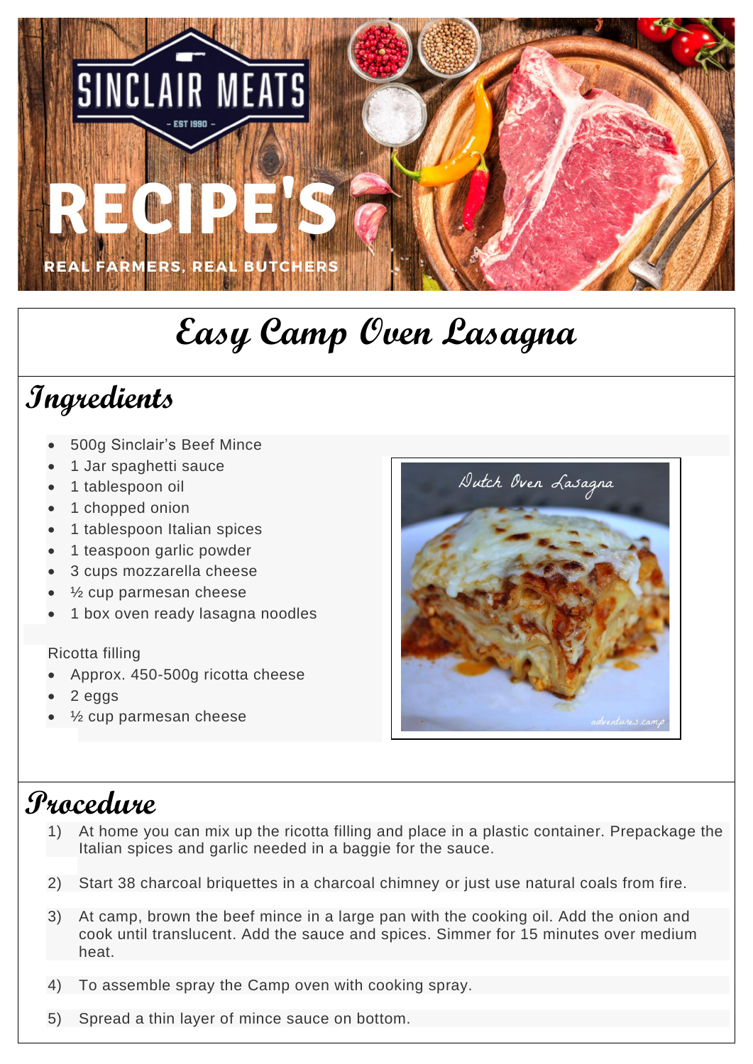SINCLAIR MEATS

– EST 1990 –

RECIPE'S

REAL FARMERS, REAL BUTCHERS

# Easy Camp Oven Lasagna

## Ingredients

- 500g Sinclair's Beef Mince
- 1 Jar spaghetti sauce
- 1 tablespoon oil
- 1 chopped onion
- 1 tablespoon Italian spices
- 1 teaspoon garlic powder
- 3 cups mozzarella cheese
- ½ cup parmesan cheese
- 1 box oven ready lasagna noodles

Ricotta filling

- Approx. 450-500g ricotta cheese
- 2 eggs
- ½ cup parmesan cheese

Dutch Oven Lasagna

adventures.camp

## Procedure

1) At home you can mix up the ricotta filling and place in a plastic container. Prepackage the Italian spices and garlic needed in a baggie for the sauce.

2) Start 38 charcoal briquettes in a charcoal chimney or just use natural coals from fire.

3) At camp, brown the beef mince in a large pan with the cooking oil. Add the onion and cook until translucent. Add the sauce and spices. Simmer for 15 minutes over medium heat.

4) To assemble spray the Camp oven with cooking spray.

5) Spread a thin layer of mince sauce on bottom.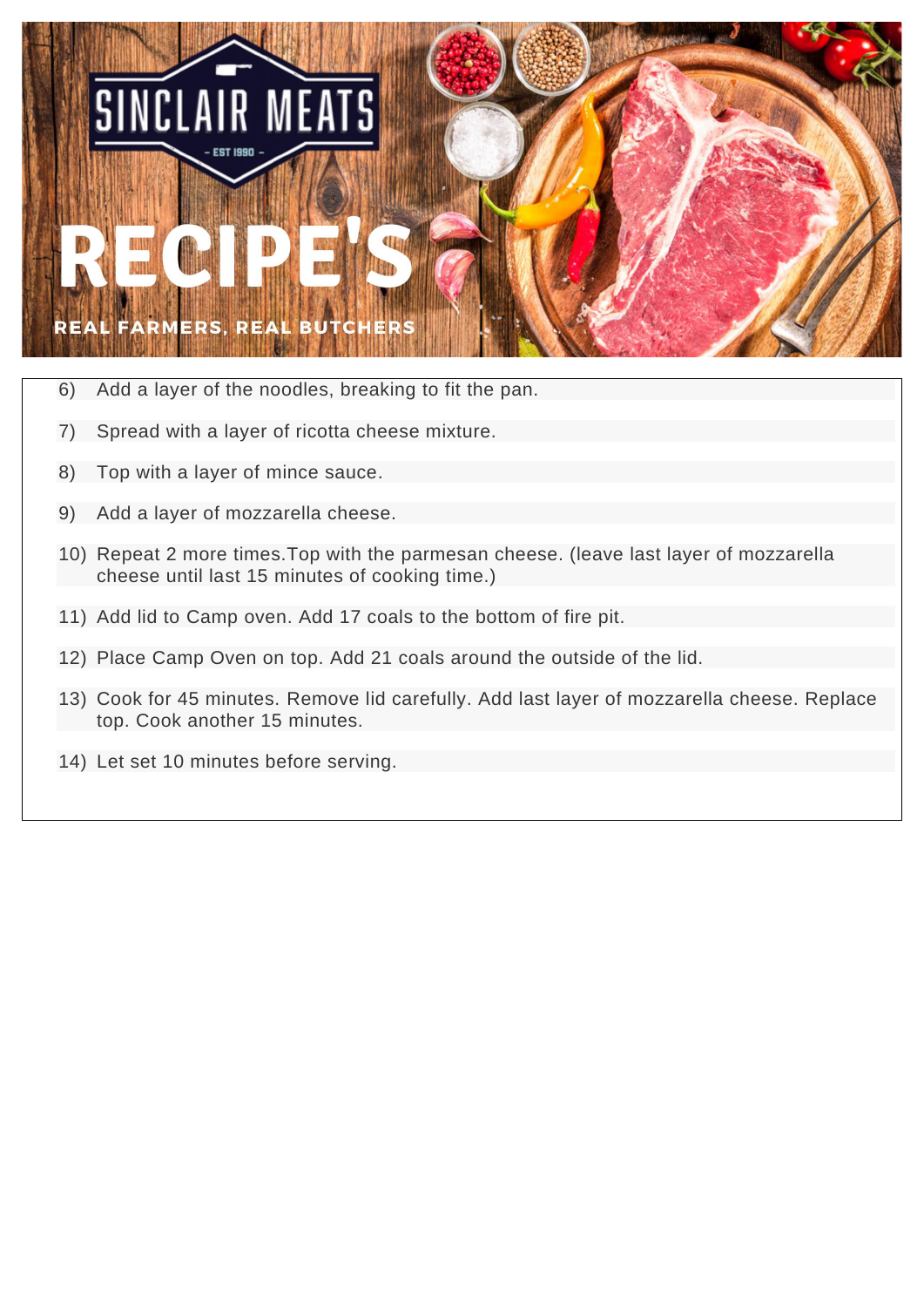6) Add a layer of the noodles, breaking to fit the pan.

7) Spread with a layer of ricotta cheese mixture.

8) Top with a layer of mince sauce.

9) Add a layer of mozzarella cheese.

10) Repeat 2 more times.Top with the parmesan cheese. (leave last layer of mozzarella cheese until last 15 minutes of cooking time.)

11) Add lid to Camp oven. Add 17 coals to the bottom of fire pit.

12) Place Camp Oven on top. Add 21 coals around the outside of the lid.

13) Cook for 45 minutes. Remove lid carefully. Add last layer of mozzarella cheese. Replace top. Cook another 15 minutes.

14) Let set 10 minutes before serving.